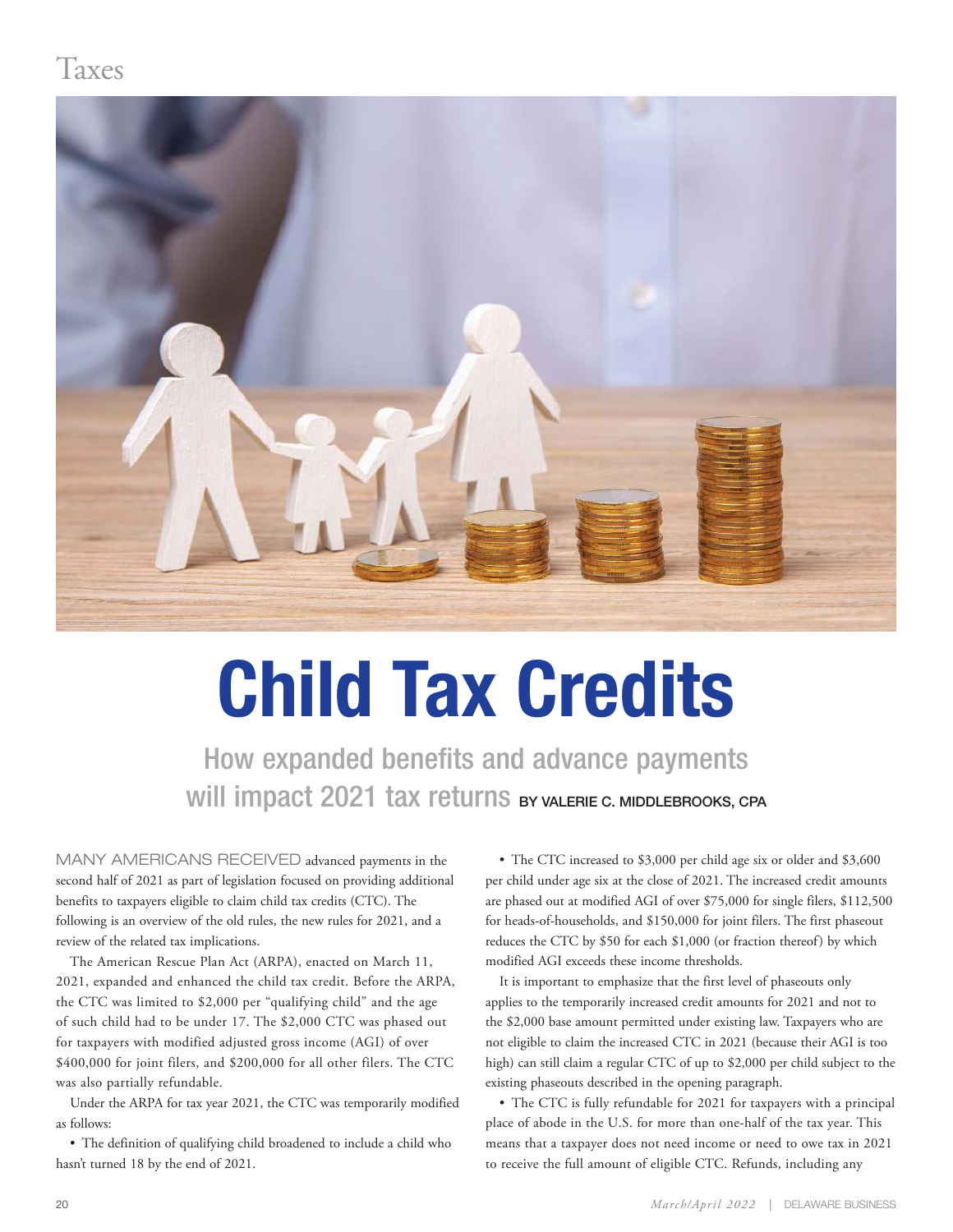# Child Tax Credits

## How expanded benefits and advance payments will impact 2021 tax returns

BY VALERIE C. MIDDLEBROOKS, CPA

MANY AMERICANS RECEIVED advanced payments in the second half of 2021 as part of legislation focused on providing additional benefits to taxpayers eligible to claim child tax credits (CTC). The following is an overview of the old rules, the new rules for 2021, and a review of the related tax implications.

The American Rescue Plan Act (ARPA), enacted on March 11, 2021, expanded and enhanced the child tax credit. Before the ARPA, the CTC was limited to $2,000 per "qualifying child" and the age of such child had to be under 17. The $2,000 CTC was phased out for taxpayers with modified adjusted gross income (AGI) of over $400,000 for joint filers, and $200,000 for all other filers. The CTC was also partially refundable.

Under the ARPA for tax year 2021, the CTC was temporarily modified as follows:

• The definition of qualifying child broadened to include a child who hasn't turned 18 by the end of 2021.

• The CTC increased to $3,000 per child age six or older and $3,600 per child under age six at the close of 2021. The increased credit amounts are phased out at modified AGI of over $75,000 for single filers, $112,500 for heads-of-households, and $150,000 for joint filers. The first phaseout reduces the CTC by $50 for each $1,000 (or fraction thereof) by which modified AGI exceeds these income thresholds.

It is important to emphasize that the first level of phaseouts only applies to the temporarily increased credit amounts for 2021 and not to the $2,000 base amount permitted under existing law. Taxpayers who are not eligible to claim the increased CTC in 2021 (because their AGI is too high) can still claim a regular CTC of up to $2,000 per child subject to the existing phaseouts described in the opening paragraph.

• The CTC is fully refundable for 2021 for taxpayers with a principal place of abode in the U.S. for more than one-half of the tax year. This means that a taxpayer does not need income or need to owe tax in 2021 to receive the full amount of eligible CTC. Refunds, including any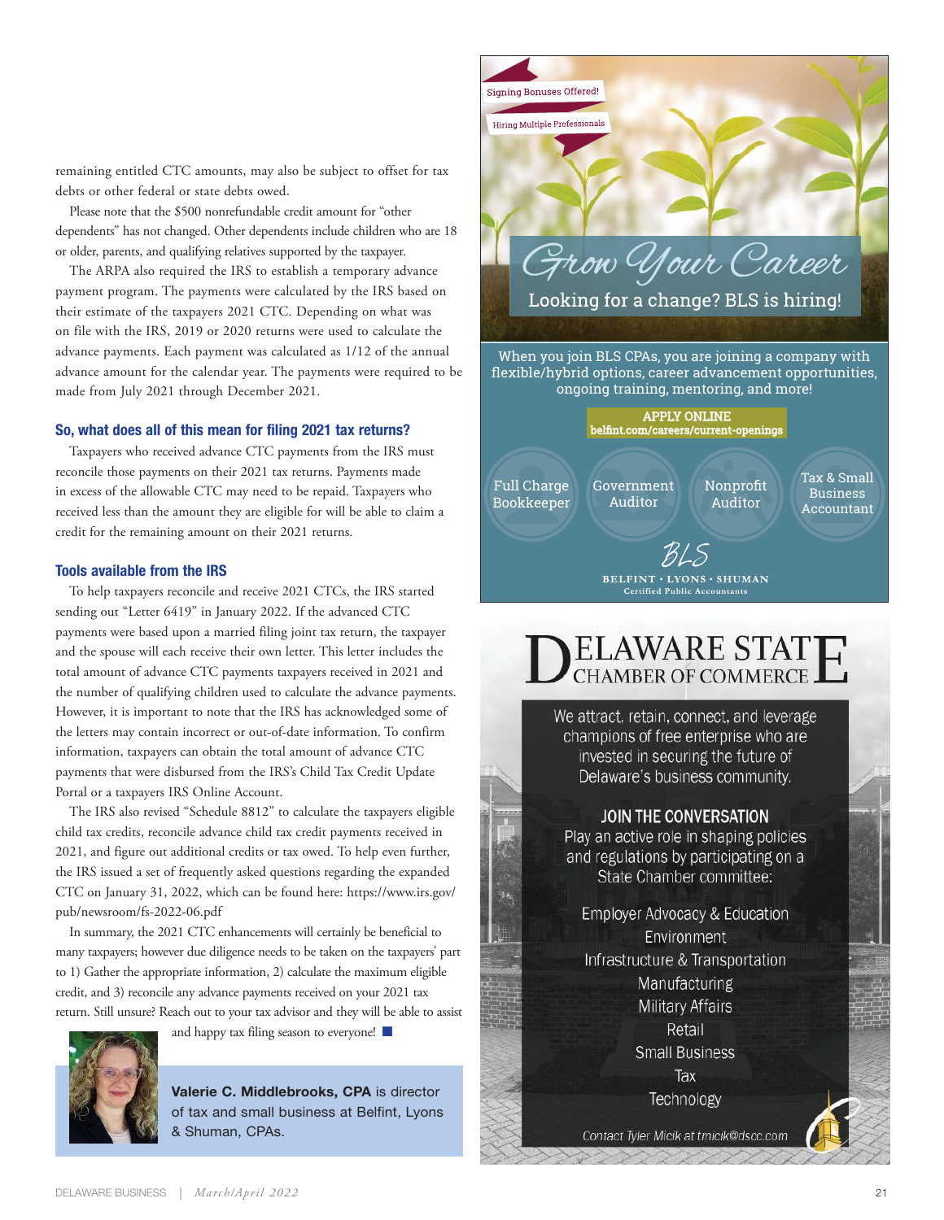remaining entitled CTC amounts, may also be subject to offset for tax debts or other federal or state debts owed.

Please note that the $500 nonrefundable credit amount for "other dependents" has not changed. Other dependents include children who are 18 or older, parents, and qualifying relatives supported by the taxpayer.

The ARPA also required the IRS to establish a temporary advance payment program. The payments were calculated by the IRS based on their estimate of the taxpayers 2021 CTC. Depending on what was on file with the IRS, 2019 or 2020 returns were used to calculate the advance payments. Each payment was calculated as 1/12 of the annual advance amount for the calendar year. The payments were required to be made from July 2021 through December 2021.

## So, what does all of this mean for filing 2021 tax returns?

Taxpayers who received advance CTC payments from the IRS must reconcile those payments on their 2021 tax returns. Payments made in excess of the allowable CTC may need to be repaid. Taxpayers who received less than the amount they are eligible for will be able to claim a credit for the remaining amount on their 2021 returns.

## Tools available from the IRS

To help taxpayers reconcile and receive 2021 CTCs, the IRS started sending out "Letter 6419" in January 2022. If the advanced CTC payments were based upon a married filing joint tax return, the taxpayer and the spouse will each receive their own letter. This letter includes the total amount of advance CTC payments taxpayers received in 2021 and the number of qualifying children used to calculate the advance payments. However, it is important to note that the IRS has acknowledged some of the letters may contain incorrect or out-of-date information. To confirm information, taxpayers can obtain the total amount of advance CTC payments that were disbursed from the IRS's Child Tax Credit Update Portal or a taxpayers IRS Online Account.

The IRS also revised "Schedule 8812" to calculate the taxpayers eligible child tax credits, reconcile advance child tax credit payments received in 2021, and figure out additional credits or tax owed. To help even further, the IRS issued a set of frequently asked questions regarding the expanded CTC on January 31, 2022, which can be found here: https://www.irs.gov/pub/newsroom/fs-2022-06.pdf

In summary, the 2021 CTC enhancements will certainly be beneficial to many taxpayers; however due diligence needs to be taken on the taxpayers' part to 1) Gather the appropriate information, 2) calculate the maximum eligible credit, and 3) reconcile any advance payments received on your 2021 tax return. Still unsure? Reach out to your tax advisor and they will be able to assist and happy tax filing season to everyone! ■

**Valerie C. Middlebrooks, CPA** is director of tax and small business at Belfint, Lyons & Shuman, CPAs.

---

Signing Bonuses Offered!

Hiring Multiple Professionals

# Grow Your Career

Looking for a change? BLS is hiring!

When you join BLS CPAs, you are joining a company with flexible/hybrid options, career advancement opportunities, ongoing training, mentoring, and more!

**APPLY ONLINE**
**belfint.com/careers/current-openings**

- Full Charge Bookkeeper
- Government Auditor
- Nonprofit Auditor
- Tax & Small Business Accountant

BLS
BELFINT · LYONS · SHUMAN
Certified Public Accountants

---

# DELAWARE STATE CHAMBER OF COMMERCE

We attract, retain, connect, and leverage champions of free enterprise who are invested in securing the future of Delaware's business community.

**JOIN THE CONVERSATION**

Play an active role in shaping policies and regulations by participating on a State Chamber committee:

- Employer Advocacy & Education
- Environment
- Infrastructure & Transportation
- Manufacturing
- Military Affairs
- Retail
- Small Business
- Tax
- Technology

*Contact Tyler Micik at tmicik@dscc.com*